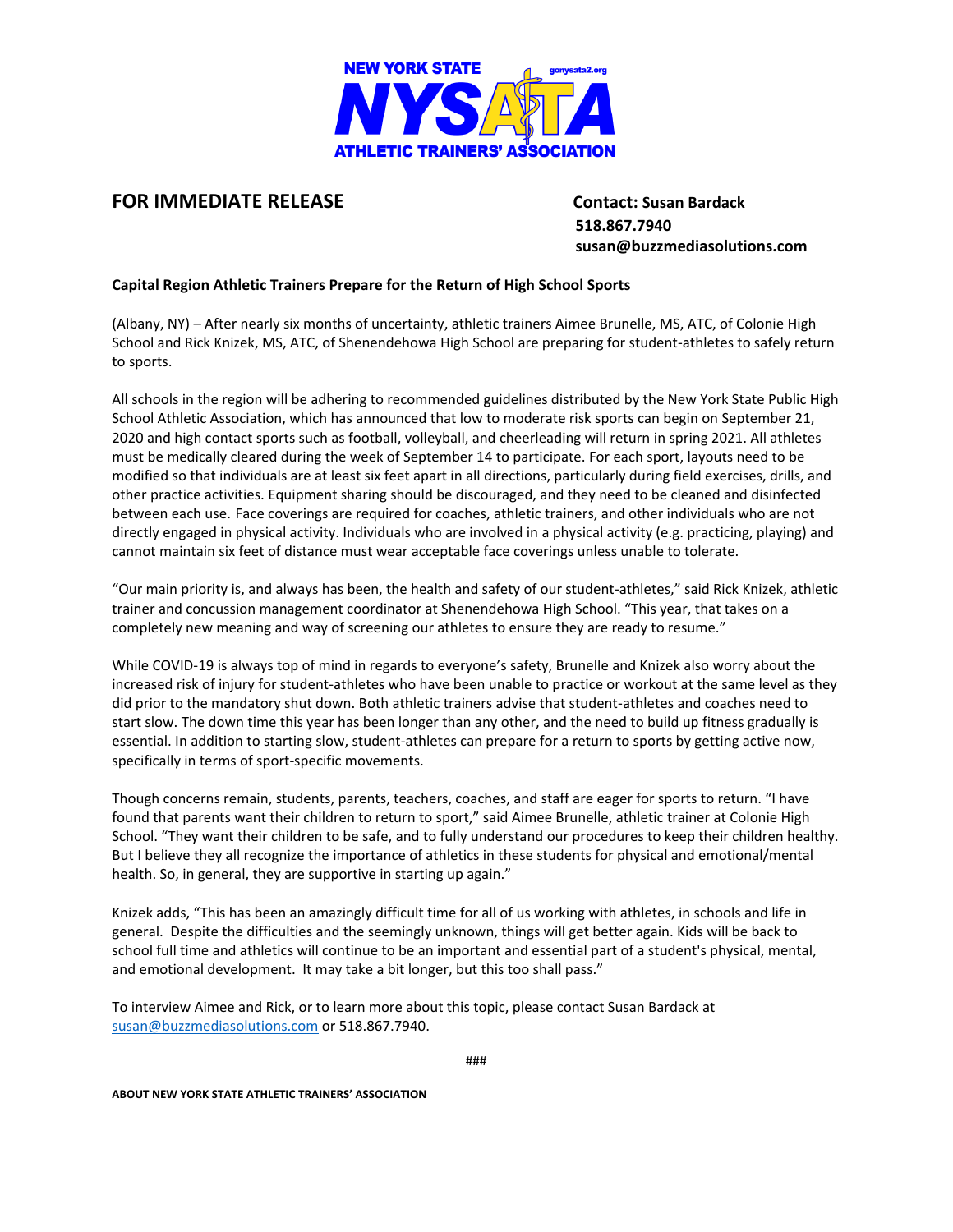NEW YORK STATE NYSATA ATHLETIC TRAINERS' ASSOCIATION gonysata2.org

**FOR IMMEDIATE RELEASE**

**Contact:** **Susan Bardack**
**518.867.7940**
**susan@buzzmediasolutions.com**

**Capital Region Athletic Trainers Prepare for the Return of High School Sports**

(Albany, NY) – After nearly six months of uncertainty, athletic trainers Aimee Brunelle, MS, ATC, of Colonie High School and Rick Knizek, MS, ATC, of Shenendehowa High School are preparing for student-athletes to safely return to sports.

All schools in the region will be adhering to recommended guidelines distributed by the New York State Public High School Athletic Association, which has announced that low to moderate risk sports can begin on September 21, 2020 and high contact sports such as football, volleyball, and cheerleading will return in spring 2021. All athletes must be medically cleared during the week of September 14 to participate. For each sport, layouts need to be modified so that individuals are at least six feet apart in all directions, particularly during field exercises, drills, and other practice activities. Equipment sharing should be discouraged, and they need to be cleaned and disinfected between each use. Face coverings are required for coaches, athletic trainers, and other individuals who are not directly engaged in physical activity. Individuals who are involved in a physical activity (e.g. practicing, playing) and cannot maintain six feet of distance must wear acceptable face coverings unless unable to tolerate.

"Our main priority is, and always has been, the health and safety of our student-athletes," said Rick Knizek, athletic trainer and concussion management coordinator at Shenendehowa High School. "This year, that takes on a completely new meaning and way of screening our athletes to ensure they are ready to resume."

While COVID-19 is always top of mind in regards to everyone's safety, Brunelle and Knizek also worry about the increased risk of injury for student-athletes who have been unable to practice or workout at the same level as they did prior to the mandatory shut down. Both athletic trainers advise that student-athletes and coaches need to start slow. The down time this year has been longer than any other, and the need to build up fitness gradually is essential. In addition to starting slow, student-athletes can prepare for a return to sports by getting active now, specifically in terms of sport-specific movements.

Though concerns remain, students, parents, teachers, coaches, and staff are eager for sports to return. "I have found that parents want their children to return to sport," said Aimee Brunelle, athletic trainer at Colonie High School. "They want their children to be safe, and to fully understand our procedures to keep their children healthy. But I believe they all recognize the importance of athletics in these students for physical and emotional/mental health. So, in general, they are supportive in starting up again."

Knizek adds, "This has been an amazingly difficult time for all of us working with athletes, in schools and life in general. Despite the difficulties and the seemingly unknown, things will get better again. Kids will be back to school full time and athletics will continue to be an important and essential part of a student's physical, mental, and emotional development. It may take a bit longer, but this too shall pass."

To interview Aimee and Rick, or to learn more about this topic, please contact Susan Bardack at susan@buzzmediasolutions.com or 518.867.7940.

###

**ABOUT NEW YORK STATE ATHLETIC TRAINERS' ASSOCIATION**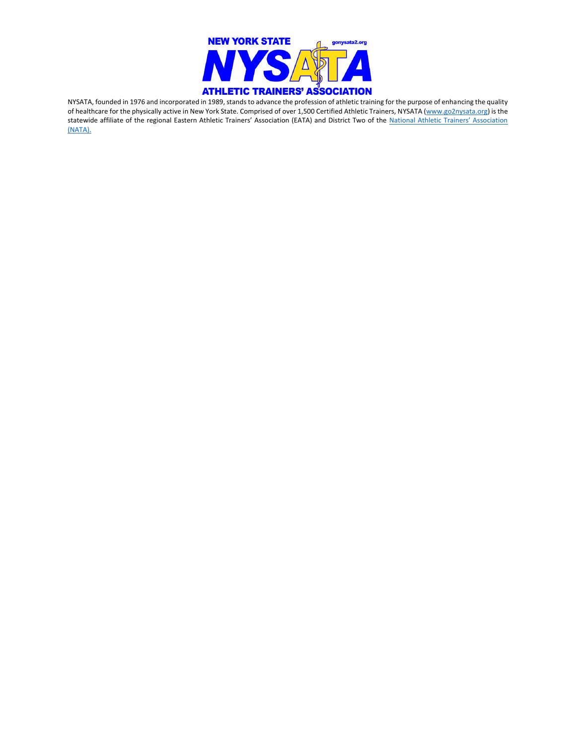NEW YORK STATE

NYSATA

gonysata2.org

ATHLETIC TRAINERS' ASSOCIATION

NYSATA, founded in 1976 and incorporated in 1989, stands to advance the profession of athletic training for the purpose of enhancing the quality of healthcare for the physically active in New York State. Comprised of over 1,500 Certified Athletic Trainers, NYSATA ([www.go2nysata.org](www.go2nysata.org)) is the statewide affiliate of the regional Eastern Athletic Trainers' Association (EATA) and District Two of the [National Athletic Trainers' Association (NATA).]()